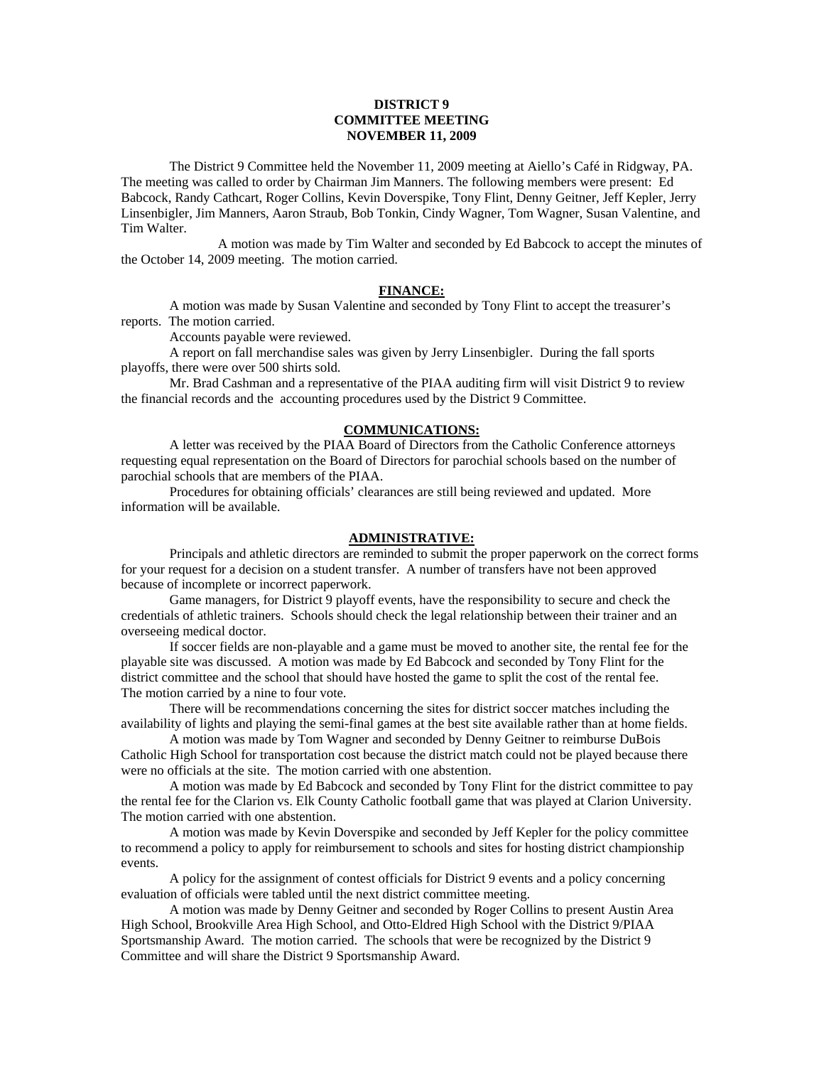**DISTRICT 9**
**COMMITTEE MEETING**
**NOVEMBER 11, 2009**

The District 9 Committee held the November 11, 2009 meeting at Aiello's Café in Ridgway, PA. The meeting was called to order by Chairman Jim Manners. The following members were present: Ed Babcock, Randy Cathcart, Roger Collins, Kevin Doverspike, Tony Flint, Denny Geitner, Jeff Kepler, Jerry Linsenbigler, Jim Manners, Aaron Straub, Bob Tonkin, Cindy Wagner, Tom Wagner, Susan Valentine, and Tim Walter.

A motion was made by Tim Walter and seconded by Ed Babcock to accept the minutes of the October 14, 2009 meeting. The motion carried.

**FINANCE:**

A motion was made by Susan Valentine and seconded by Tony Flint to accept the treasurer's reports. The motion carried.

Accounts payable were reviewed.

A report on fall merchandise sales was given by Jerry Linsenbigler. During the fall sports playoffs, there were over 500 shirts sold.

Mr. Brad Cashman and a representative of the PIAA auditing firm will visit District 9 to review the financial records and the accounting procedures used by the District 9 Committee.

**COMMUNICATIONS:**

A letter was received by the PIAA Board of Directors from the Catholic Conference attorneys requesting equal representation on the Board of Directors for parochial schools based on the number of parochial schools that are members of the PIAA.

Procedures for obtaining officials' clearances are still being reviewed and updated. More information will be available.

**ADMINISTRATIVE:**

Principals and athletic directors are reminded to submit the proper paperwork on the correct forms for your request for a decision on a student transfer. A number of transfers have not been approved because of incomplete or incorrect paperwork.

Game managers, for District 9 playoff events, have the responsibility to secure and check the credentials of athletic trainers. Schools should check the legal relationship between their trainer and an overseeing medical doctor.

If soccer fields are non-playable and a game must be moved to another site, the rental fee for the playable site was discussed. A motion was made by Ed Babcock and seconded by Tony Flint for the district committee and the school that should have hosted the game to split the cost of the rental fee. The motion carried by a nine to four vote.

There will be recommendations concerning the sites for district soccer matches including the availability of lights and playing the semi-final games at the best site available rather than at home fields.

A motion was made by Tom Wagner and seconded by Denny Geitner to reimburse DuBois Catholic High School for transportation cost because the district match could not be played because there were no officials at the site. The motion carried with one abstention.

A motion was made by Ed Babcock and seconded by Tony Flint for the district committee to pay the rental fee for the Clarion vs. Elk County Catholic football game that was played at Clarion University. The motion carried with one abstention.

A motion was made by Kevin Doverspike and seconded by Jeff Kepler for the policy committee to recommend a policy to apply for reimbursement to schools and sites for hosting district championship events.

A policy for the assignment of contest officials for District 9 events and a policy concerning evaluation of officials were tabled until the next district committee meeting.

A motion was made by Denny Geitner and seconded by Roger Collins to present Austin Area High School, Brookville Area High School, and Otto-Eldred High School with the District 9/PIAA Sportsmanship Award. The motion carried. The schools that were be recognized by the District 9 Committee and will share the District 9 Sportsmanship Award.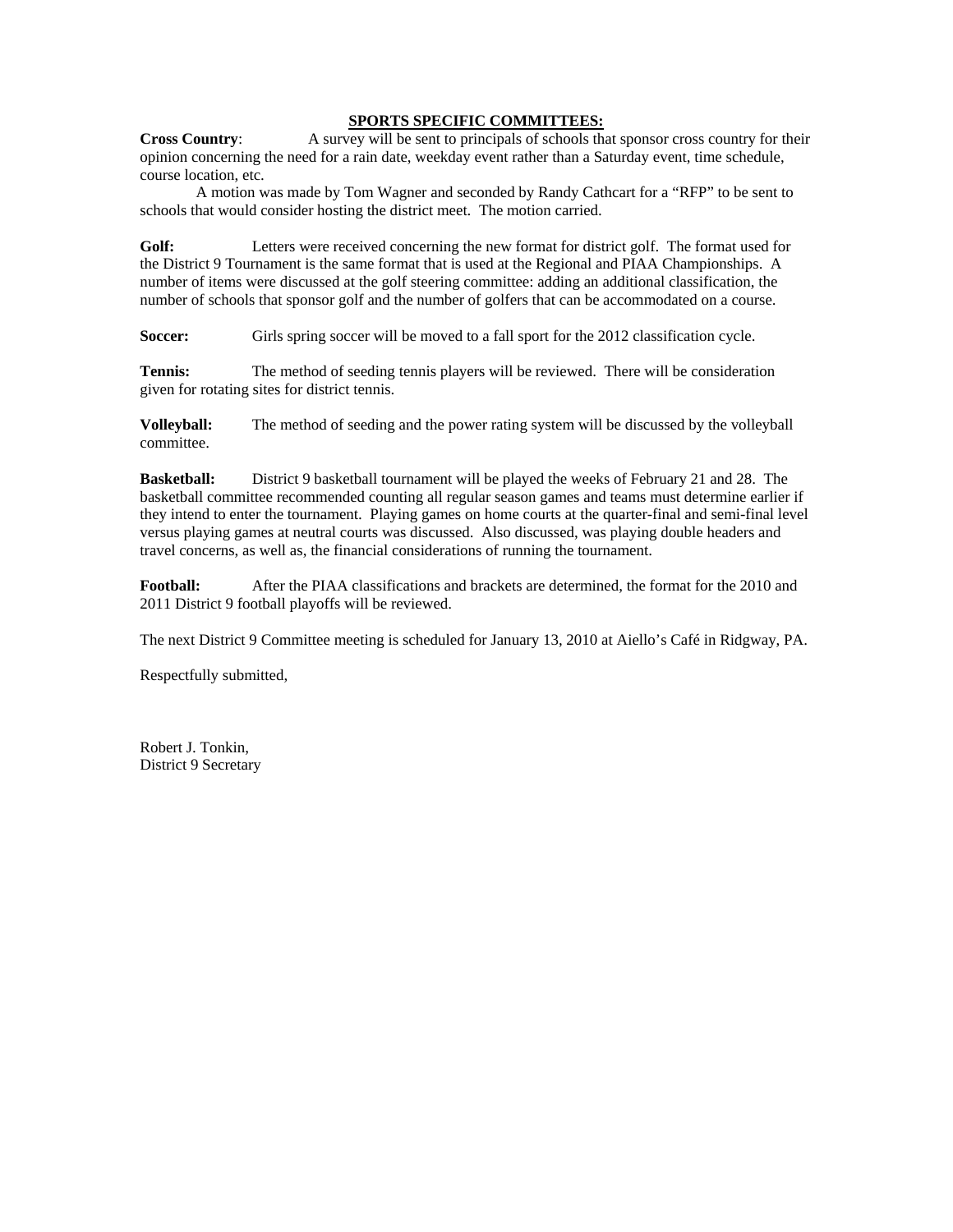**SPORTS SPECIFIC COMMITTEES:**

**Cross Country**: A survey will be sent to principals of schools that sponsor cross country for their opinion concerning the need for a rain date, weekday event rather than a Saturday event, time schedule, course location, etc.

A motion was made by Tom Wagner and seconded by Randy Cathcart for a "RFP" to be sent to schools that would consider hosting the district meet. The motion carried.

**Golf:** Letters were received concerning the new format for district golf. The format used for the District 9 Tournament is the same format that is used at the Regional and PIAA Championships. A number of items were discussed at the golf steering committee: adding an additional classification, the number of schools that sponsor golf and the number of golfers that can be accommodated on a course.

**Soccer:** Girls spring soccer will be moved to a fall sport for the 2012 classification cycle.

**Tennis:** The method of seeding tennis players will be reviewed. There will be consideration given for rotating sites for district tennis.

**Volleyball:** The method of seeding and the power rating system will be discussed by the volleyball committee.

**Basketball:** District 9 basketball tournament will be played the weeks of February 21 and 28. The basketball committee recommended counting all regular season games and teams must determine earlier if they intend to enter the tournament. Playing games on home courts at the quarter-final and semi-final level versus playing games at neutral courts was discussed. Also discussed, was playing double headers and travel concerns, as well as, the financial considerations of running the tournament.

**Football:** After the PIAA classifications and brackets are determined, the format for the 2010 and 2011 District 9 football playoffs will be reviewed.

The next District 9 Committee meeting is scheduled for January 13, 2010 at Aiello's Café in Ridgway, PA.

Respectfully submitted,

Robert J. Tonkin,
District 9 Secretary